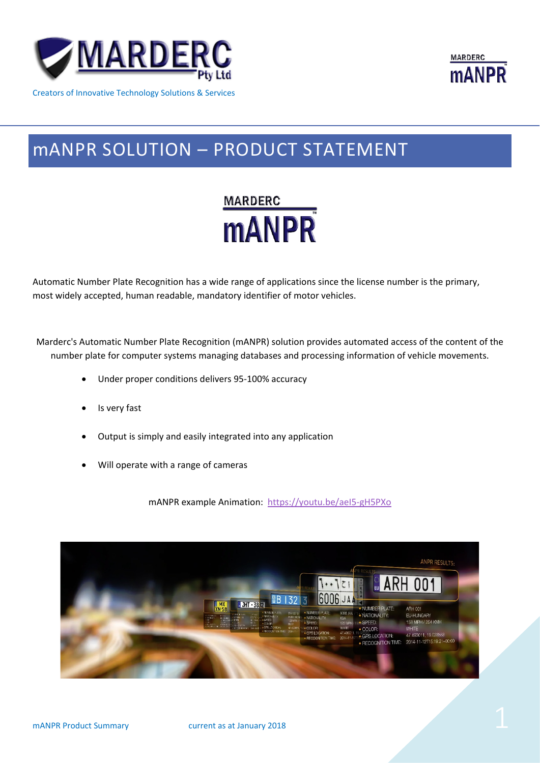MARDERC Pty Ltd

Creators of Innovative Technology Solutions & Services

MARDERC mANPR

# mANPR SOLUTION – PRODUCT STATEMENT

MARDERC mANPR™

Automatic Number Plate Recognition has a wide range of applications since the license number is the primary, most widely accepted, human readable, mandatory identifier of motor vehicles.

Marderc's Automatic Number Plate Recognition (mANPR) solution provides automated access of the content of the number plate for computer systems managing databases and processing information of vehicle movements.

- Under proper conditions delivers 95-100% accuracy
- Is very fast
- Output is simply and easily integrated into any application
- Will operate with a range of cameras

mANPR example Animation: [https://youtu.be/ael5-gH5PXo](https://youtu.be/ael5-gH5PXo)

mANPR Product Summary current as at January 2018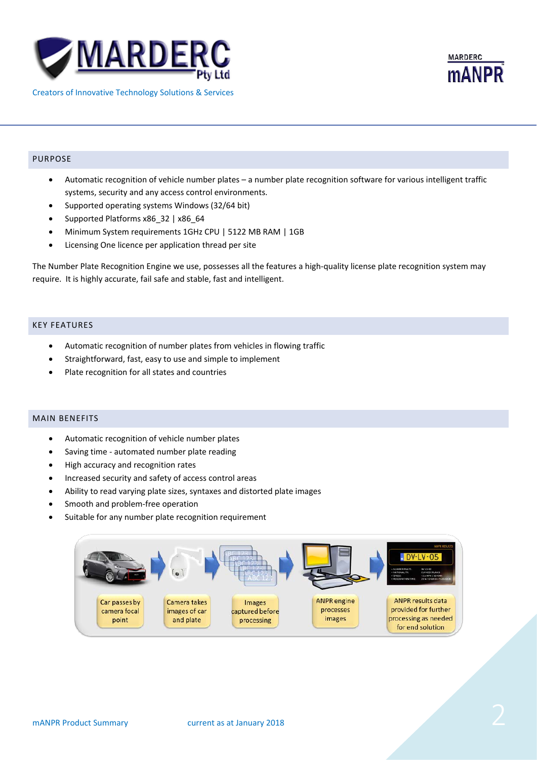## PURPOSE

- Automatic recognition of vehicle number plates – a number plate recognition software for various intelligent traffic systems, security and any access control environments.
- Supported operating systems Windows (32/64 bit)
- Supported Platforms x86_32 | x86_64
- Minimum System requirements 1GHz CPU | 5122 MB RAM | 1GB
- Licensing One licence per application thread per site

The Number Plate Recognition Engine we use, possesses all the features a high-quality license plate recognition system may require. It is highly accurate, fail safe and stable, fast and intelligent.

## KEY FEATURES

- Automatic recognition of number plates from vehicles in flowing traffic
- Straightforward, fast, easy to use and simple to implement
- Plate recognition for all states and countries

## MAIN BENEFITS

- Automatic recognition of vehicle number plates
- Saving time - automated number plate reading
- High accuracy and recognition rates
- Increased security and safety of access control areas
- Ability to read varying plate sizes, syntaxes and distorted plate images
- Smooth and problem-free operation
- Suitable for any number plate recognition requirement

Car passes by camera focal point → Camera takes images of car and plate → Images captured before processing → ANPR engine processes images → ANPR results data provided for further processing as needed for end solution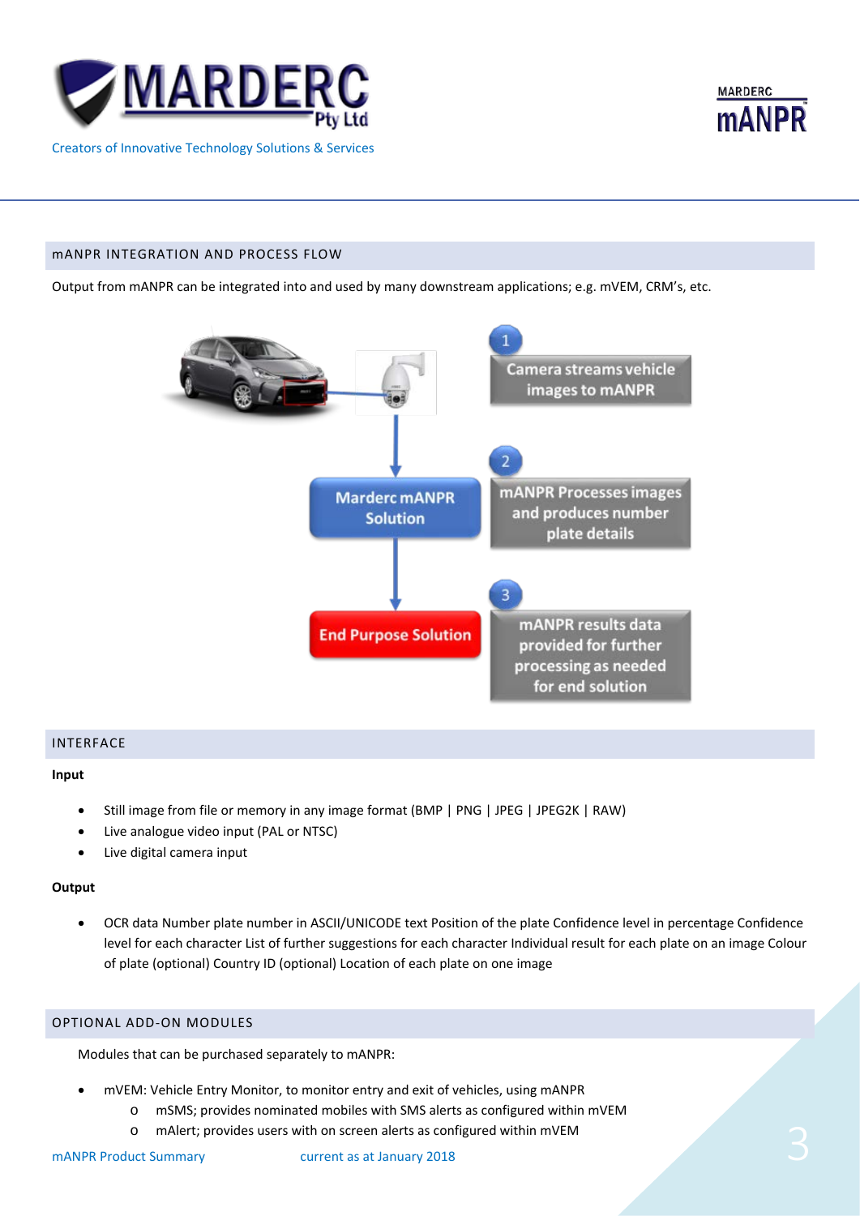## mANPR INTEGRATION AND PROCESS FLOW

Output from mANPR can be integrated into and used by many downstream applications; e.g. mVEM, CRM's, etc.

1. Camera streams vehicle images to mANPR
2. mANPR Processes images and produces number plate details
3. mANPR results data provided for further processing as needed for end solution

Marderc mANPR Solution

End Purpose Solution

## INTERFACE

**Input**

- Still image from file or memory in any image format (BMP | PNG | JPEG | JPEG2K | RAW)
- Live analogue video input (PAL or NTSC)
- Live digital camera input

**Output**

- OCR data Number plate number in ASCII/UNICODE text Position of the plate Confidence level in percentage Confidence level for each character List of further suggestions for each character Individual result for each plate on an image Colour of plate (optional) Country ID (optional) Location of each plate on one image

## OPTIONAL ADD-ON MODULES

Modules that can be purchased separately to mANPR:

- mVEM: Vehicle Entry Monitor, to monitor entry and exit of vehicles, using mANPR
  - mSMS; provides nominated mobiles with SMS alerts as configured within mVEM
  - mAlert; provides users with on screen alerts as configured within mVEM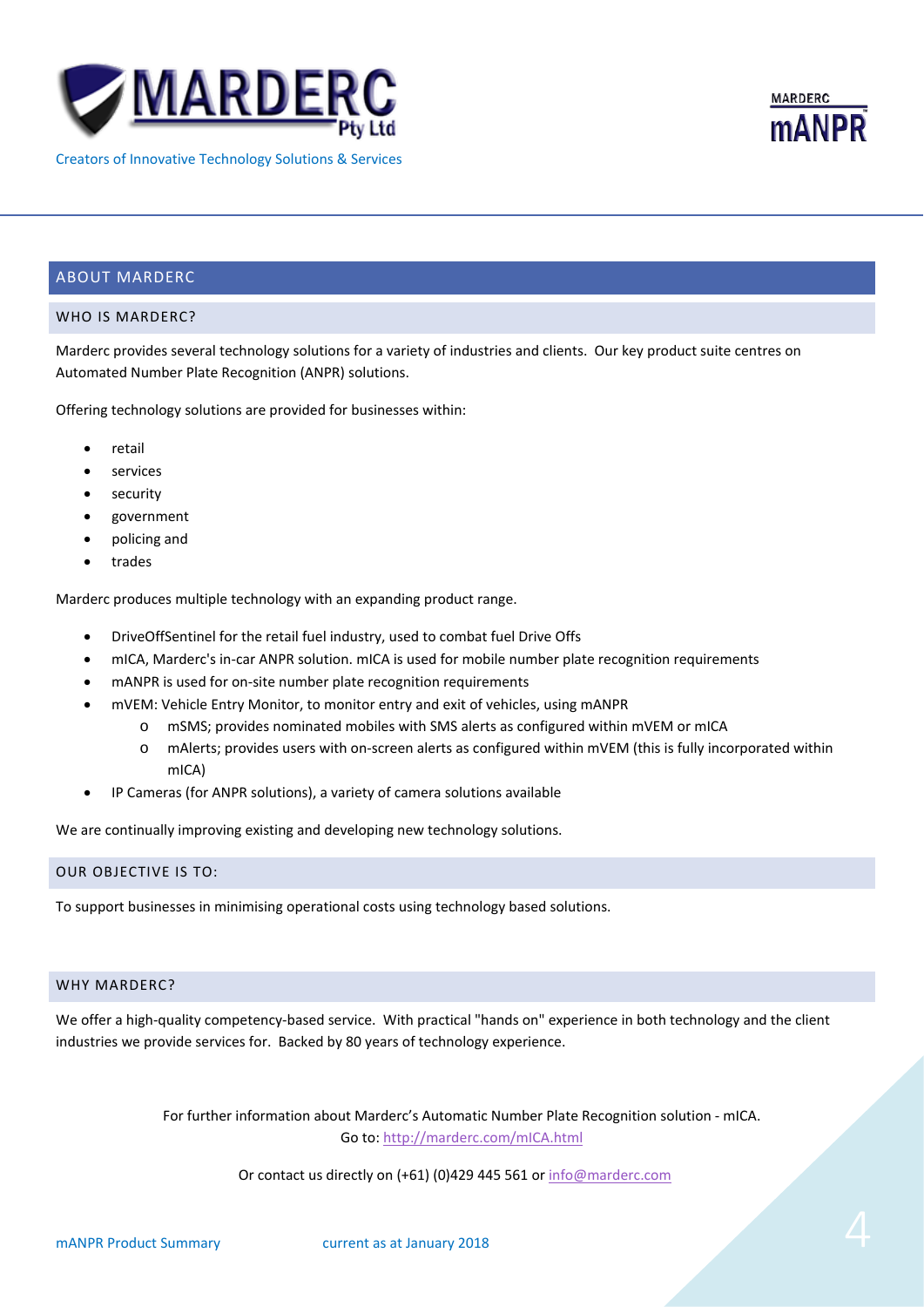Creators of Innovative Technology Solutions & Services

## ABOUT MARDERC

### WHO IS MARDERC?

Marderc provides several technology solutions for a variety of industries and clients. Our key product suite centres on Automated Number Plate Recognition (ANPR) solutions.

Offering technology solutions are provided for businesses within:

- retail
- services
- security
- government
- policing and
- trades

Marderc produces multiple technology with an expanding product range.

- DriveOffSentinel for the retail fuel industry, used to combat fuel Drive Offs
- mICA, Marderc's in-car ANPR solution. mICA is used for mobile number plate recognition requirements
- mANPR is used for on-site number plate recognition requirements
- mVEM: Vehicle Entry Monitor, to monitor entry and exit of vehicles, using mANPR
    - mSMS; provides nominated mobiles with SMS alerts as configured within mVEM or mICA
    - mAlerts; provides users with on-screen alerts as configured within mVEM (this is fully incorporated within mICA)
- IP Cameras (for ANPR solutions), a variety of camera solutions available

We are continually improving existing and developing new technology solutions.

### OUR OBJECTIVE IS TO:

To support businesses in minimising operational costs using technology based solutions.

### WHY MARDERC?

We offer a high-quality competency-based service. With practical "hands on" experience in both technology and the client industries we provide services for. Backed by 80 years of technology experience.

For further information about Marderc's Automatic Number Plate Recognition solution - mICA.
Go to: http://marderc.com/mICA.html

Or contact us directly on (+61) (0)429 445 561 or info@marderc.com